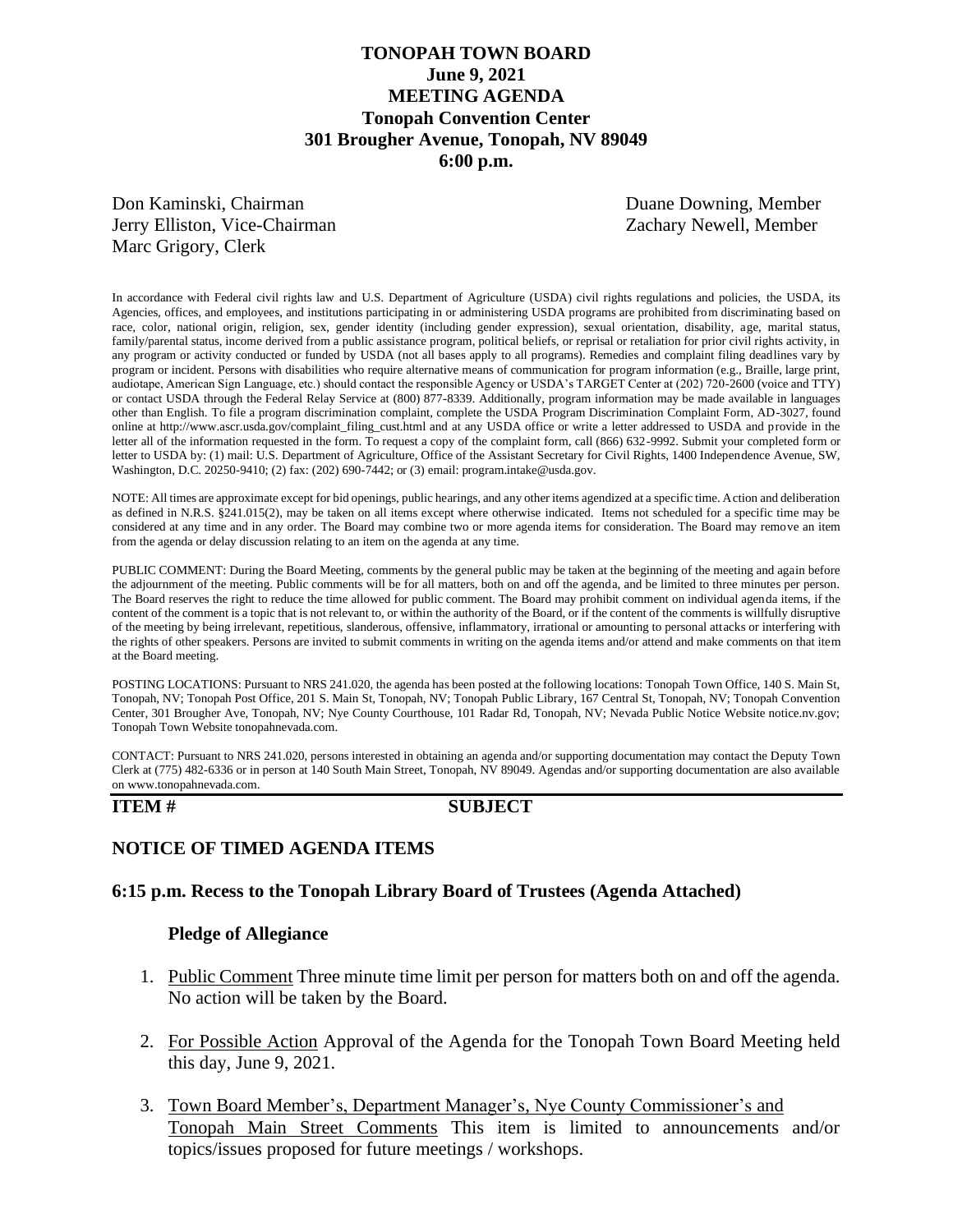# TONOPAH TOWN BOARD
## June 9, 2021
## MEETING AGENDA
## Tonopah Convention Center
## 301 Brougher Avenue, Tonopah, NV 89049
## 6:00 p.m.

Don Kaminski, Chairman
Jerry Elliston, Vice-Chairman
Marc Grigory, Clerk
Duane Downing, Member
Zachary Newell, Member

In accordance with Federal civil rights law and U.S. Department of Agriculture (USDA) civil rights regulations and policies, the USDA, its Agencies, offices, and employees, and institutions participating in or administering USDA programs are prohibited from discriminating based on race, color, national origin, religion, sex, gender identity (including gender expression), sexual orientation, disability, age, marital status, family/parental status, income derived from a public assistance program, political beliefs, or reprisal or retaliation for prior civil rights activity, in any program or activity conducted or funded by USDA (not all bases apply to all programs). Remedies and complaint filing deadlines vary by program or incident. Persons with disabilities who require alternative means of communication for program information (e.g., Braille, large print, audiotape, American Sign Language, etc.) should contact the responsible Agency or USDA's TARGET Center at (202) 720-2600 (voice and TTY) or contact USDA through the Federal Relay Service at (800) 877-8339. Additionally, program information may be made available in languages other than English. To file a program discrimination complaint, complete the USDA Program Discrimination Complaint Form, AD-3027, found online at http://www.ascr.usda.gov/complaint_filing_cust.html and at any USDA office or write a letter addressed to USDA and provide in the letter all of the information requested in the form. To request a copy of the complaint form, call (866) 632-9992. Submit your completed form or letter to USDA by: (1) mail: U.S. Department of Agriculture, Office of the Assistant Secretary for Civil Rights, 1400 Independence Avenue, SW, Washington, D.C. 20250-9410; (2) fax: (202) 690-7442; or (3) email: program.intake@usda.gov.

NOTE: All times are approximate except for bid openings, public hearings, and any other items agendized at a specific time. Action and deliberation as defined in N.R.S. §241.015(2), may be taken on all items except where otherwise indicated. Items not scheduled for a specific time may be considered at any time and in any order. The Board may combine two or more agenda items for consideration. The Board may remove an item from the agenda or delay discussion relating to an item on the agenda at any time.

PUBLIC COMMENT: During the Board Meeting, comments by the general public may be taken at the beginning of the meeting and again before the adjournment of the meeting. Public comments will be for all matters, both on and off the agenda, and be limited to three minutes per person. The Board reserves the right to reduce the time allowed for public comment. The Board may prohibit comment on individual agenda items, if the content of the comment is a topic that is not relevant to, or within the authority of the Board, or if the content of the comments is willfully disruptive of the meeting by being irrelevant, repetitious, slanderous, offensive, inflammatory, irrational or amounting to personal attacks or interfering with the rights of other speakers. Persons are invited to submit comments in writing on the agenda items and/or attend and make comments on that item at the Board meeting.

POSTING LOCATIONS: Pursuant to NRS 241.020, the agenda has been posted at the following locations: Tonopah Town Office, 140 S. Main St, Tonopah, NV; Tonopah Post Office, 201 S. Main St, Tonopah, NV; Tonopah Public Library, 167 Central St, Tonopah, NV; Tonopah Convention Center, 301 Brougher Ave, Tonopah, NV; Nye County Courthouse, 101 Radar Rd, Tonopah, NV; Nevada Public Notice Website notice.nv.gov; Tonopah Town Website tonopahnevada.com.

CONTACT: Pursuant to NRS 241.020, persons interested in obtaining an agenda and/or supporting documentation may contact the Deputy Town Clerk at (775) 482-6336 or in person at 140 South Main Street, Tonopah, NV 89049. Agendas and/or supporting documentation are also available on www.tonopahnevada.com.

**ITEM #** **SUBJECT**

### NOTICE OF TIMED AGENDA ITEMS

### 6:15 p.m. Recess to the Tonopah Library Board of Trustees (Agenda Attached)

**Pledge of Allegiance**

1. Public Comment Three minute time limit per person for matters both on and off the agenda. No action will be taken by the Board.

2. For Possible Action Approval of the Agenda for the Tonopah Town Board Meeting held this day, June 9, 2021.

3. Town Board Member's, Department Manager's, Nye County Commissioner's and Tonopah Main Street Comments This item is limited to announcements and/or topics/issues proposed for future meetings / workshops.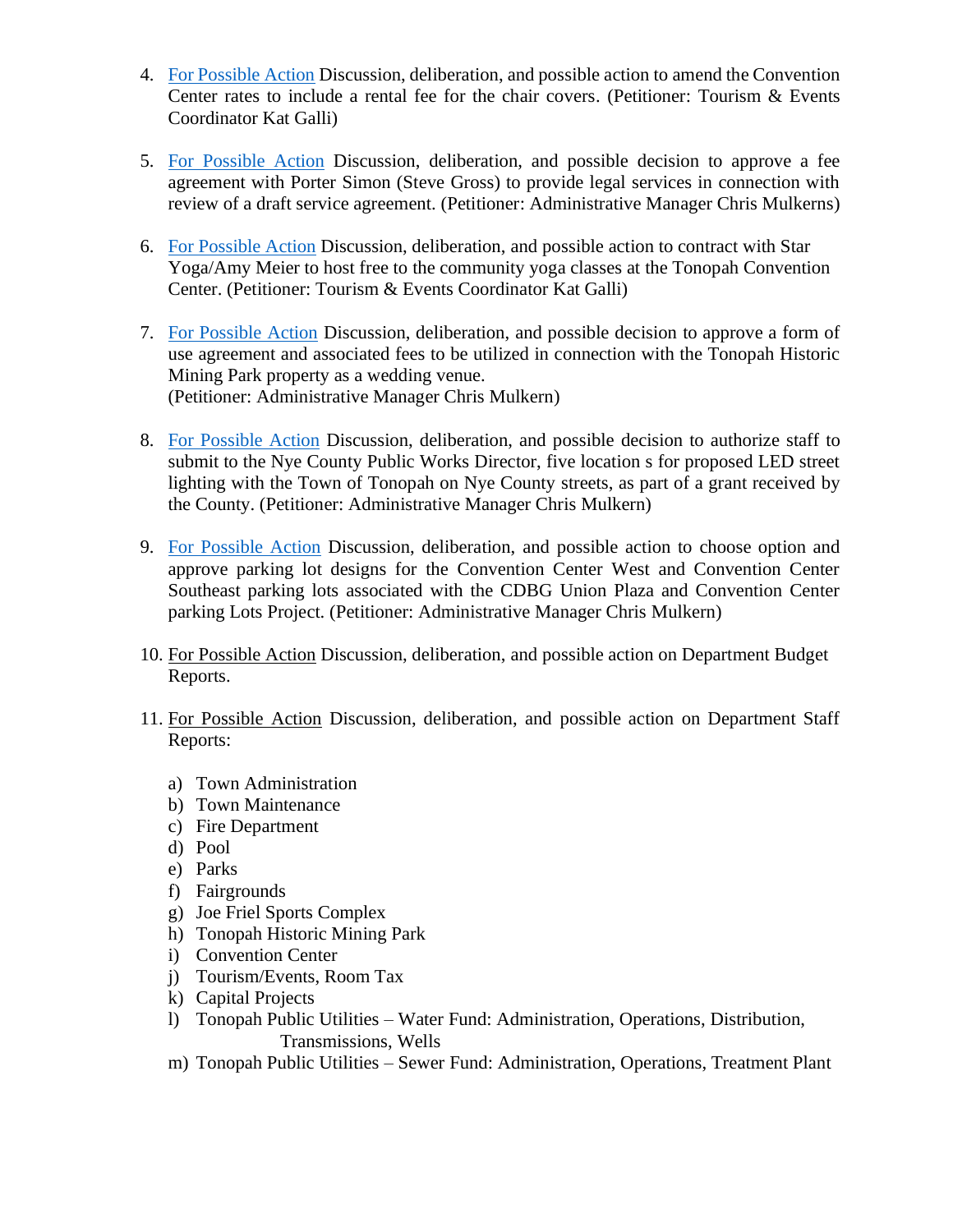4. For Possible Action Discussion, deliberation, and possible action to amend the Convention Center rates to include a rental fee for the chair covers. (Petitioner: Tourism & Events Coordinator Kat Galli)

5. For Possible Action Discussion, deliberation, and possible decision to approve a fee agreement with Porter Simon (Steve Gross) to provide legal services in connection with review of a draft service agreement. (Petitioner: Administrative Manager Chris Mulkerns)

6. For Possible Action Discussion, deliberation, and possible action to contract with Star Yoga/Amy Meier to host free to the community yoga classes at the Tonopah Convention Center. (Petitioner: Tourism & Events Coordinator Kat Galli)

7. For Possible Action Discussion, deliberation, and possible decision to approve a form of use agreement and associated fees to be utilized in connection with the Tonopah Historic Mining Park property as a wedding venue.
   (Petitioner: Administrative Manager Chris Mulkern)

8. For Possible Action Discussion, deliberation, and possible decision to authorize staff to submit to the Nye County Public Works Director, five location s for proposed LED street lighting with the Town of Tonopah on Nye County streets, as part of a grant received by the County. (Petitioner: Administrative Manager Chris Mulkern)

9. For Possible Action Discussion, deliberation, and possible action to choose option and approve parking lot designs for the Convention Center West and Convention Center Southeast parking lots associated with the CDBG Union Plaza and Convention Center parking Lots Project. (Petitioner: Administrative Manager Chris Mulkern)

10. For Possible Action Discussion, deliberation, and possible action on Department Budget Reports.

11. For Possible Action Discussion, deliberation, and possible action on Department Staff Reports:

    a) Town Administration
    b) Town Maintenance
    c) Fire Department
    d) Pool
    e) Parks
    f) Fairgrounds
    g) Joe Friel Sports Complex
    h) Tonopah Historic Mining Park
    i) Convention Center
    j) Tourism/Events, Room Tax
    k) Capital Projects
    l) Tonopah Public Utilities – Water Fund: Administration, Operations, Distribution, Transmissions, Wells
    m) Tonopah Public Utilities – Sewer Fund: Administration, Operations, Treatment Plant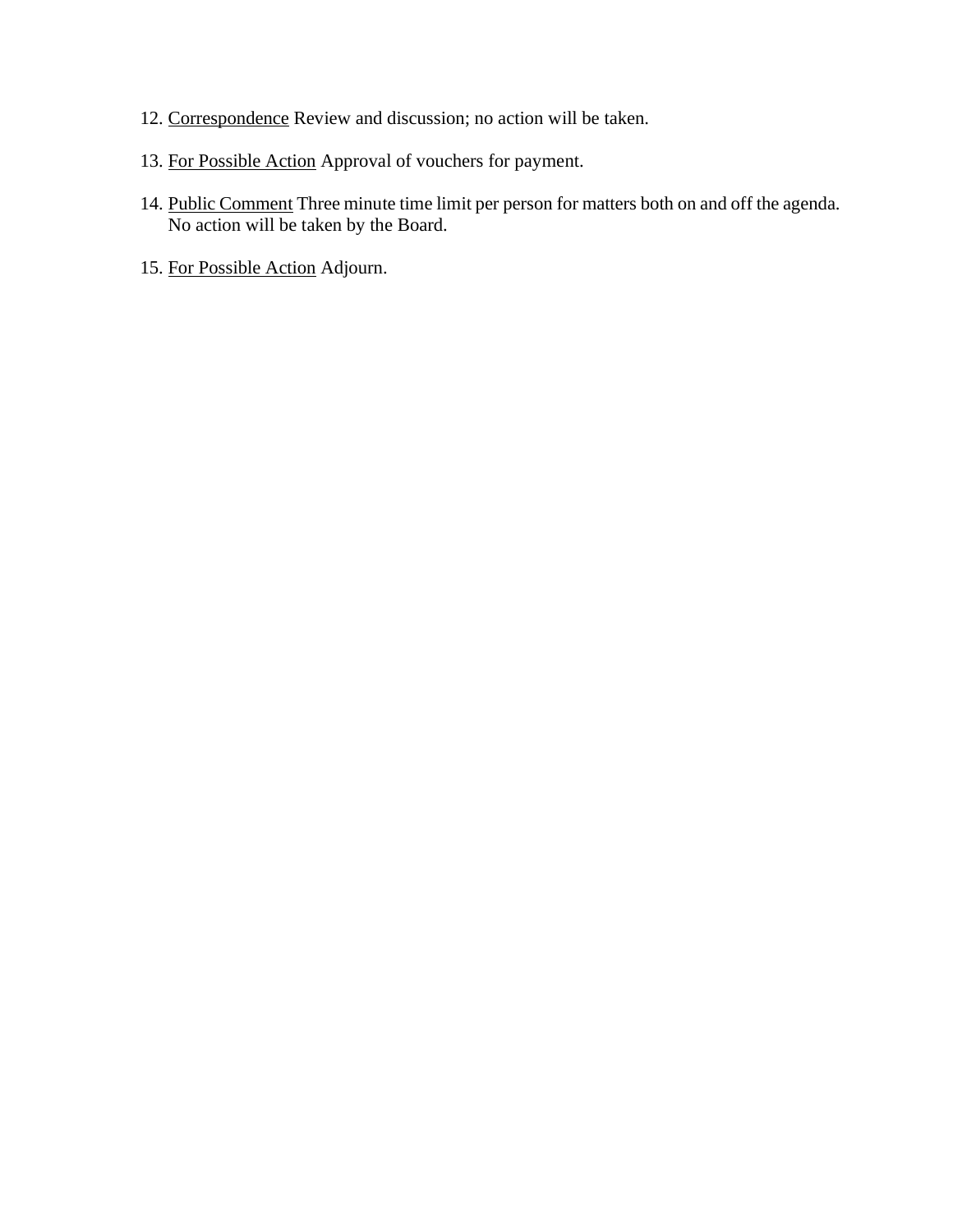12. <u>Correspondence</u> Review and discussion; no action will be taken.

13. <u>For Possible Action</u> Approval of vouchers for payment.

14. <u>Public Comment</u> Three minute time limit per person for matters both on and off the agenda. No action will be taken by the Board.

15. <u>For Possible Action</u> Adjourn.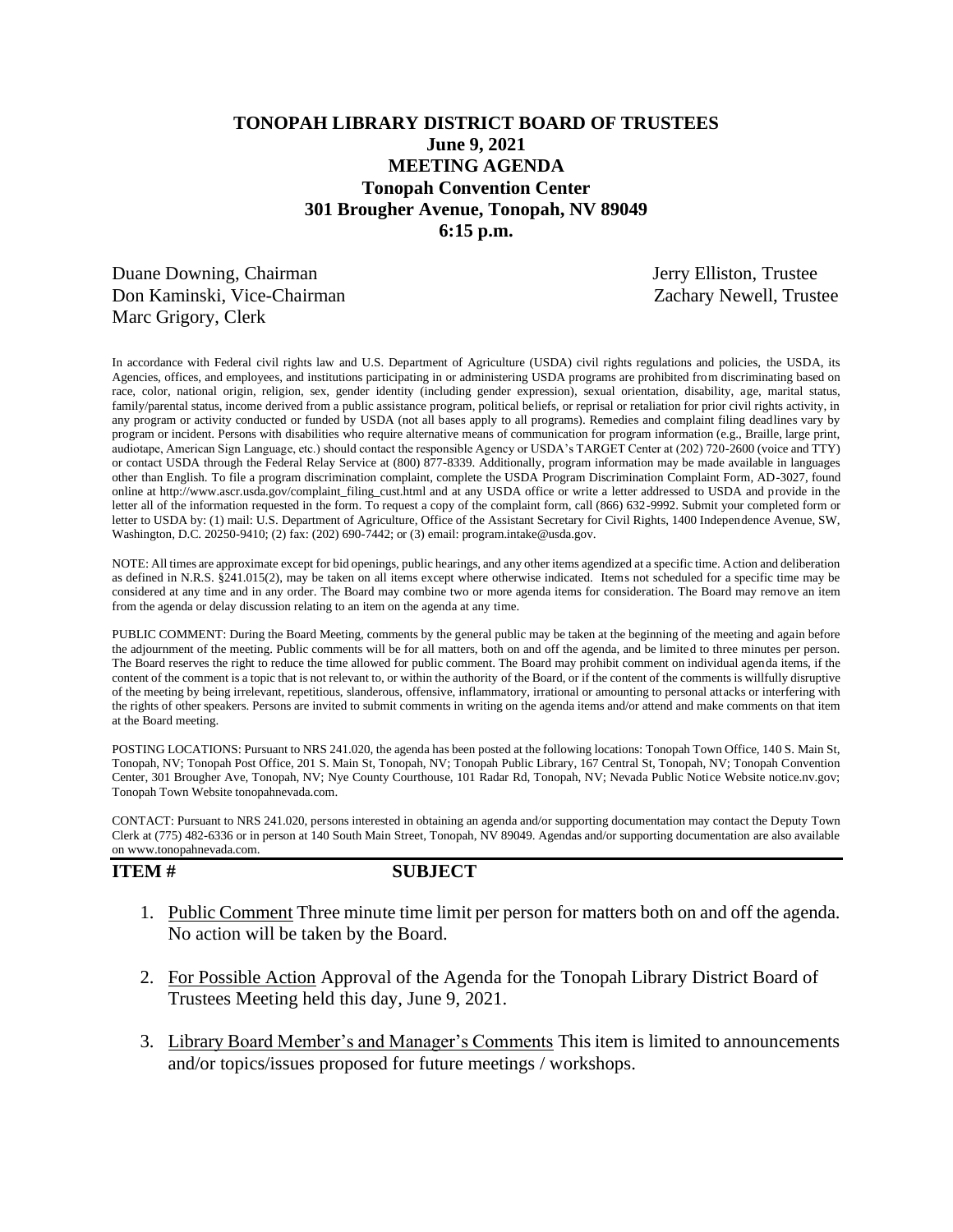# TONOPAH LIBRARY DISTRICT BOARD OF TRUSTEES
## June 9, 2021
## MEETING AGENDA
## Tonopah Convention Center
## 301 Brougher Avenue, Tonopah, NV 89049
## 6:15 p.m.

Duane Downing, Chairman
Don Kaminski, Vice-Chairman
Marc Grigory, Clerk
Jerry Elliston, Trustee
Zachary Newell, Trustee

In accordance with Federal civil rights law and U.S. Department of Agriculture (USDA) civil rights regulations and policies, the USDA, its Agencies, offices, and employees, and institutions participating in or administering USDA programs are prohibited from discriminating based on race, color, national origin, religion, sex, gender identity (including gender expression), sexual orientation, disability, age, marital status, family/parental status, income derived from a public assistance program, political beliefs, or reprisal or retaliation for prior civil rights activity, in any program or activity conducted or funded by USDA (not all bases apply to all programs). Remedies and complaint filing deadlines vary by program or incident. Persons with disabilities who require alternative means of communication for program information (e.g., Braille, large print, audiotape, American Sign Language, etc.) should contact the responsible Agency or USDA's TARGET Center at (202) 720-2600 (voice and TTY) or contact USDA through the Federal Relay Service at (800) 877-8339. Additionally, program information may be made available in languages other than English. To file a program discrimination complaint, complete the USDA Program Discrimination Complaint Form, AD-3027, found online at http://www.ascr.usda.gov/complaint_filing_cust.html and at any USDA office or write a letter addressed to USDA and provide in the letter all of the information requested in the form. To request a copy of the complaint form, call (866) 632-9992. Submit your completed form or letter to USDA by: (1) mail: U.S. Department of Agriculture, Office of the Assistant Secretary for Civil Rights, 1400 Independence Avenue, SW, Washington, D.C. 20250-9410; (2) fax: (202) 690-7442; or (3) email: program.intake@usda.gov.

NOTE: All times are approximate except for bid openings, public hearings, and any other items agendized at a specific time. Action and deliberation as defined in N.R.S. §241.015(2), may be taken on all items except where otherwise indicated. Items not scheduled for a specific time may be considered at any time and in any order. The Board may combine two or more agenda items for consideration. The Board may remove an item from the agenda or delay discussion relating to an item on the agenda at any time.

PUBLIC COMMENT: During the Board Meeting, comments by the general public may be taken at the beginning of the meeting and again before the adjournment of the meeting. Public comments will be for all matters, both on and off the agenda, and be limited to three minutes per person. The Board reserves the right to reduce the time allowed for public comment. The Board may prohibit comment on individual agenda items, if the content of the comment is a topic that is not relevant to, or within the authority of the Board, or if the content of the comments is willfully disruptive of the meeting by being irrelevant, repetitious, slanderous, offensive, inflammatory, irrational or amounting to personal attacks or interfering with the rights of other speakers. Persons are invited to submit comments in writing on the agenda items and/or attend and make comments on that item at the Board meeting.

POSTING LOCATIONS: Pursuant to NRS 241.020, the agenda has been posted at the following locations: Tonopah Town Office, 140 S. Main St, Tonopah, NV; Tonopah Post Office, 201 S. Main St, Tonopah, NV; Tonopah Public Library, 167 Central St, Tonopah, NV; Tonopah Convention Center, 301 Brougher Ave, Tonopah, NV; Nye County Courthouse, 101 Radar Rd, Tonopah, NV; Nevada Public Notice Website notice.nv.gov; Tonopah Town Website tonopahnevada.com.

CONTACT: Pursuant to NRS 241.020, persons interested in obtaining an agenda and/or supporting documentation may contact the Deputy Town Clerk at (775) 482-6336 or in person at 140 South Main Street, Tonopah, NV 89049. Agendas and/or supporting documentation are also available on www.tonopahnevada.com.

**ITEM #** **SUBJECT**

1. Public Comment Three minute time limit per person for matters both on and off the agenda. No action will be taken by the Board.

2. For Possible Action Approval of the Agenda for the Tonopah Library District Board of Trustees Meeting held this day, June 9, 2021.

3. Library Board Member's and Manager's Comments This item is limited to announcements and/or topics/issues proposed for future meetings / workshops.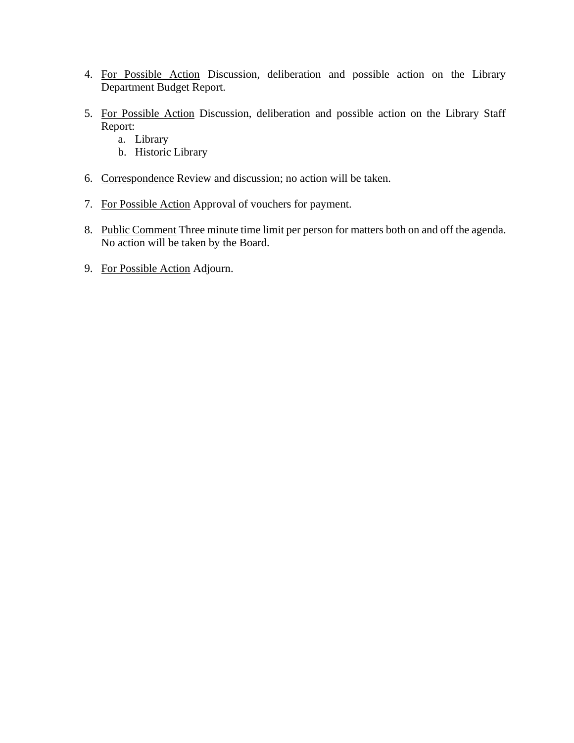4. <u>For Possible Action</u> Discussion, deliberation and possible action on the Library Department Budget Report.

5. <u>For Possible Action</u> Discussion, deliberation and possible action on the Library Staff Report:
   a. Library
   b. Historic Library

6. <u>Correspondence</u> Review and discussion; no action will be taken.

7. <u>For Possible Action</u> Approval of vouchers for payment.

8. <u>Public Comment</u> Three minute time limit per person for matters both on and off the agenda. No action will be taken by the Board.

9. <u>For Possible Action</u> Adjourn.